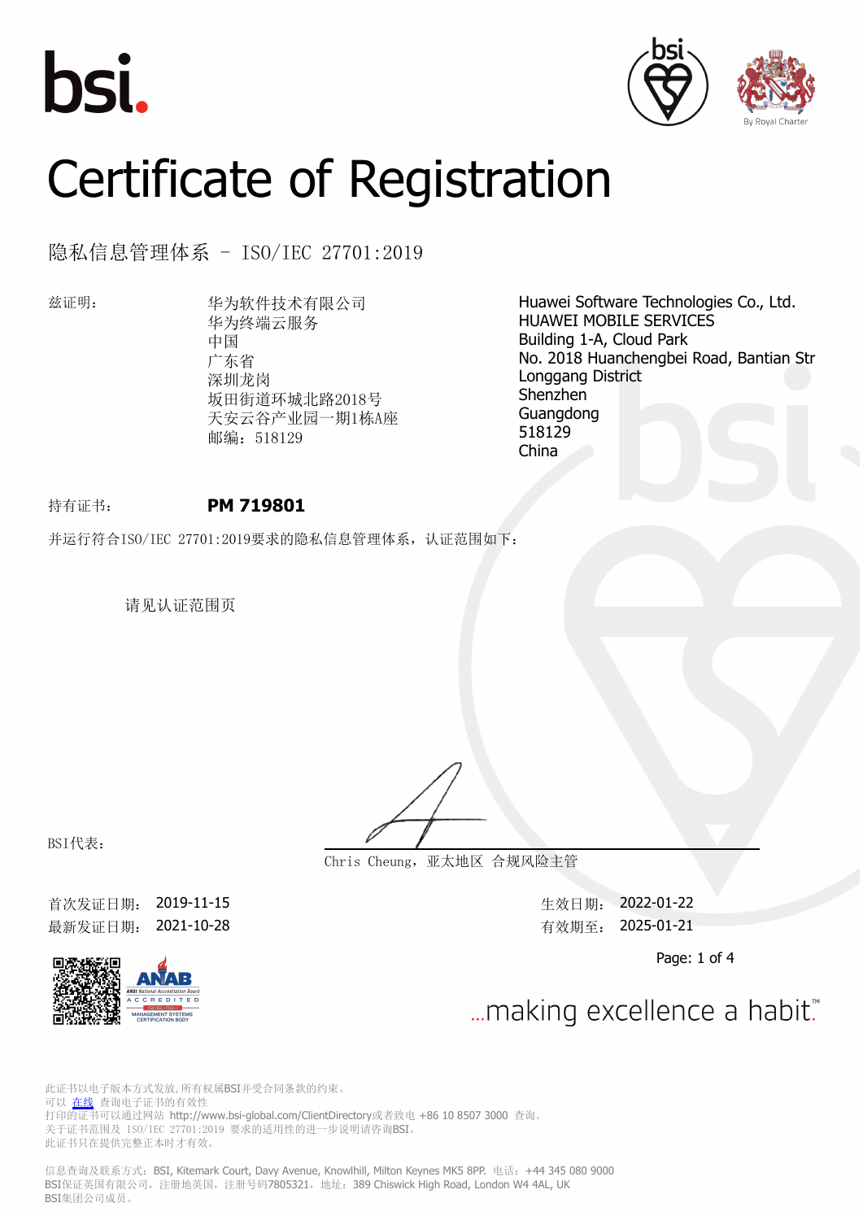bsi.

# Certificate of Registration

## 隐私信息管理体系 - ISO/IEC 27701:2019

| 兹证明： | 华为软件技术有限公司<br>华为终端云服务<br>中国<br>广东省<br>深圳龙岗<br>坂田街道环城北路2018号<br>天安云谷产业园一期1栋A座<br>邮编：518129 | Huawei Software Technologies Co., Ltd.<br>HUAWEI MOBILE SERVICES<br>Building 1-A, Cloud Park<br>No. 2018 Huanchengbei Road, Bantian Str<br>Longgang District<br>Shenzhen<br>Guangdong<br>518129<br>China |
|---|---|---|

持有证书： **PM 719801**

并运行符合ISO/IEC 27701:2019要求的隐私信息管理体系，认证范围如下：

请见认证范围页

BSI代表：

Chris Cheung，亚太地区 合规风险主管

| | | | |
|---|---|---|---|
| 首次发证日期： | 2019-11-15 | 生效日期： | 2022-01-22 |
| 最新发证日期： | 2021-10-28 | 有效期至： | 2025-01-21 |

Page: 1 of 4

ANAB ACCREDITED MANAGEMENT SYSTEMS CERTIFICATION BODY

...making excellence a habit.™

此证书以电子版本方式发放，所有权属BSI并受合同条款的约束。
可以 在线 查询电子证书的有效性
打印的证书可以通过网站 http://www.bsi-global.com/ClientDirectory或者致电 +86 10 8507 3000 查询。
关于证书范围及 ISO/IEC 27701:2019 要求的适用性的进一步说明请咨询BSI。
此证书只在提供完整正本时才有效。

信息查询及联系方式：BSI, Kitemark Court, Davy Avenue, Knowlhill, Milton Keynes MK5 8PP. 电话：+44 345 080 9000
BSI保证英国有限公司，注册地英国，注册号码7805321，地址：389 Chiswick High Road, London W4 4AL, UK
BSI集团公司成员。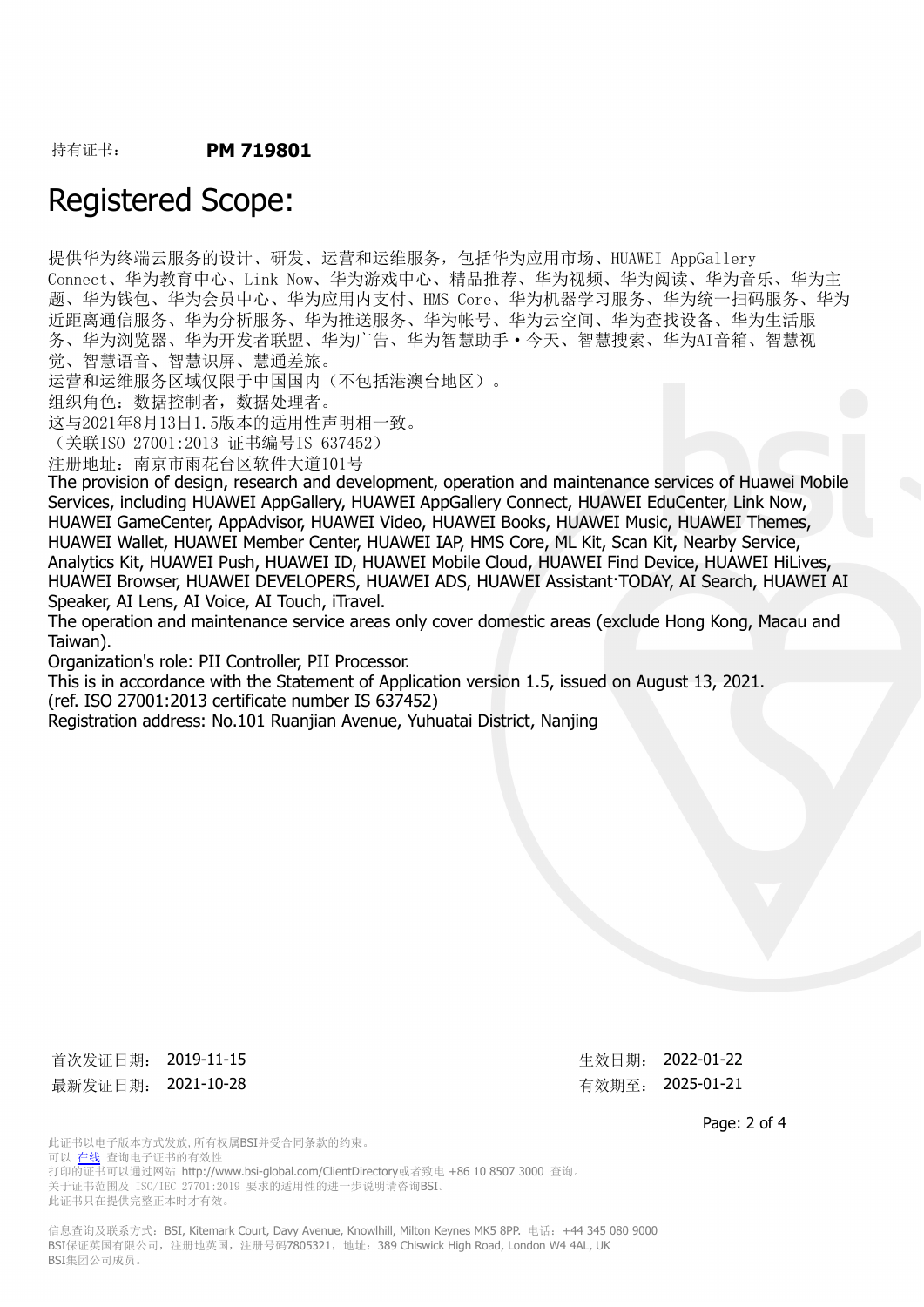持有证书：　**PM 719801**

# Registered Scope:

提供华为终端云服务的设计、研发、运营和运维服务，包括华为应用市场、HUAWEI AppGallery Connect、华为教育中心、Link Now、华为游戏中心、精品推荐、华为视频、华为阅读、华为音乐、华为主题、华为钱包、华为会员中心、华为应用内支付、HMS Core、华为机器学习服务、华为统一扫码服务、华为近距离通信服务、华为分析服务、华为推送服务、华为帐号、华为云空间、华为查找设备、华为生活服务、华为浏览器、华为开发者联盟、华为广告、华为智慧助手·今天、智慧搜索、华为AI音箱、智慧视觉、智慧语音、智慧识屏、慧通差旅。
运营和运维服务区域仅限于中国国内（不包括港澳台地区）。
组织角色：数据控制者，数据处理者。
这与2021年8月13日1.5版本的适用性声明相一致。
（关联ISO 27001:2013 证书编号IS 637452）
注册地址：南京市雨花台区软件大道101号
The provision of design, research and development, operation and maintenance services of Huawei Mobile Services, including HUAWEI AppGallery, HUAWEI AppGallery Connect, HUAWEI EduCenter, Link Now, HUAWEI GameCenter, AppAdvisor, HUAWEI Video, HUAWEI Books, HUAWEI Music, HUAWEI Themes, HUAWEI Wallet, HUAWEI Member Center, HUAWEI IAP, HMS Core, ML Kit, Scan Kit, Nearby Service, Analytics Kit, HUAWEI Push, HUAWEI ID, HUAWEI Mobile Cloud, HUAWEI Find Device, HUAWEI HiLives, HUAWEI Browser, HUAWEI DEVELOPERS, HUAWEI ADS, HUAWEI Assistant·TODAY, AI Search, HUAWEI AI Speaker, AI Lens, AI Voice, AI Touch, iTravel.
The operation and maintenance service areas only cover domestic areas (exclude Hong Kong, Macau and Taiwan).
Organization's role: PII Controller, PII Processor.
This is in accordance with the Statement of Application version 1.5, issued on August 13, 2021.
(ref. ISO 27001:2013 certificate number IS 637452)
Registration address: No.101 Ruanjian Avenue, Yuhuatai District, Nanjing

首次发证日期： 2019-11-15　　　　生效日期： 2022-01-22
最新发证日期： 2021-10-28　　　　有效期至： 2025-01-21

此证书以电子版本方式发放，所有权属BSI并受合同条款的约束。
可以 在线 查询电子证书的有效性
打印的证书可以通过网站 http://www.bsi-global.com/ClientDirectory或者致电 +86 10 8507 3000 查询。
关于证书范围及 ISO/IEC 27701:2019 要求的适用性的进一步说明请咨询BSI。
此证书只在提供完整正本时才有效。

信息查询及联系方式：BSI, Kitemark Court, Davy Avenue, Knowlhill, Milton Keynes MK5 8PP. 电话：+44 345 080 9000
BSI保证英国有限公司，注册地英国，注册号码7805321，地址：389 Chiswick High Road, London W4 4AL, UK
BSI集团公司成员。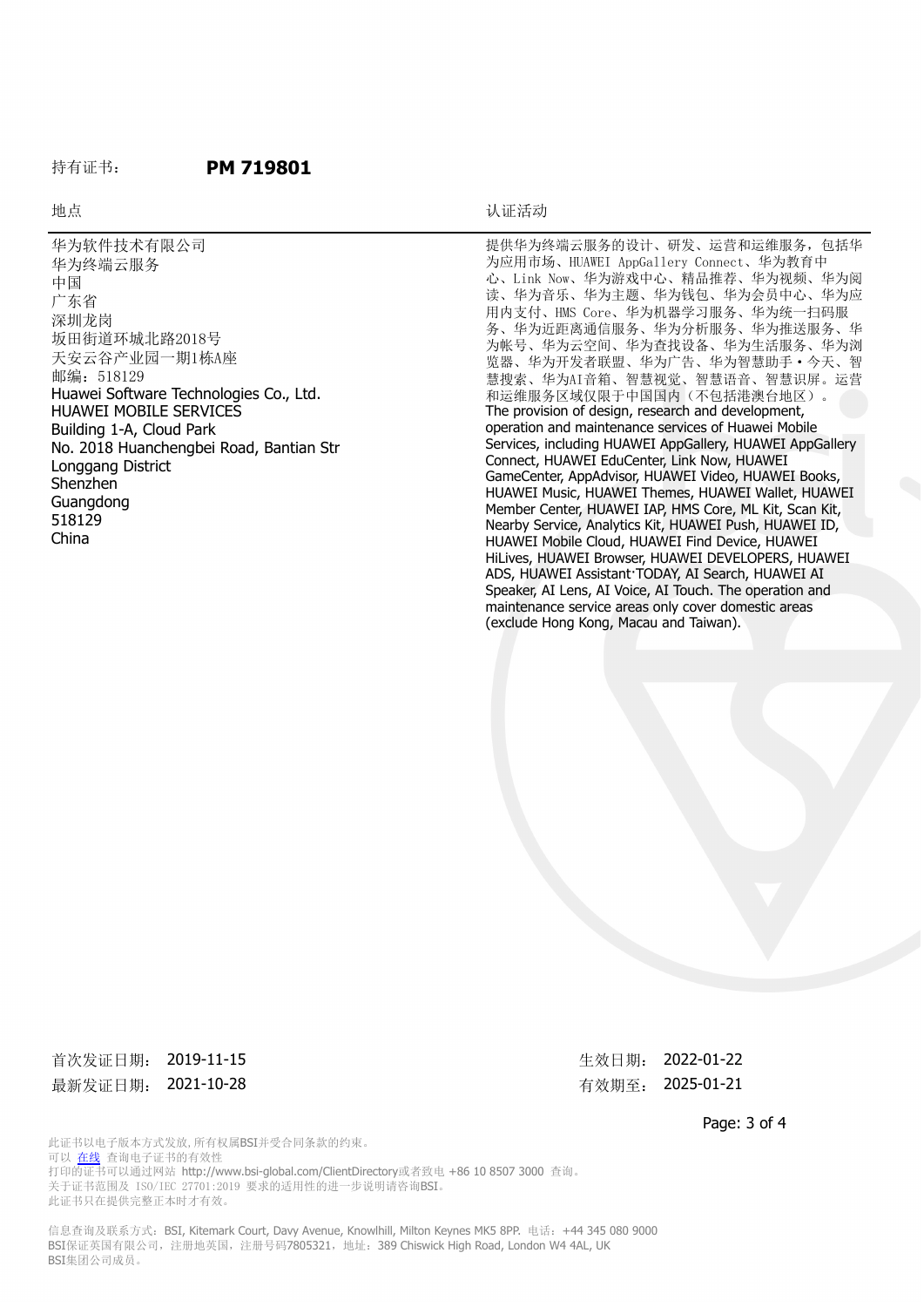持有证书： **PM 719801**

| 地点 | 认证活动 |
| --- | --- |
| 华为软件技术有限公司<br>华为终端云服务<br>中国<br>广东省<br>深圳龙岗<br>坂田街道环城北路2018号<br>天安云谷产业园一期1栋A座<br>邮编：518129<br>Huawei Software Technologies Co., Ltd.<br>HUAWEI MOBILE SERVICES<br>Building 1-A, Cloud Park<br>No. 2018 Huanchengbei Road, Bantian Str<br>Longgang District<br>Shenzhen<br>Guangdong<br>518129<br>China | 提供华为终端云服务的设计、研发、运营和运维服务，包括华为应用市场、HUAWEI AppGallery Connect、华为教育中心、Link Now、华为游戏中心、精品推荐、华为视频、华为阅读、华为音乐、华为主题、华为钱包、华为会员中心、华为应用内支付、HMS Core、华为机器学习服务、华为统一扫码服务、华为近距离通信服务、华为分析服务、华为推送服务、华为帐号、华为云空间、华为查找设备、华为生活服务、华为浏览器、华为开发者联盟、华为广告、华为智慧助手・今天、智慧搜索、华为AI音箱、智慧视觉、智慧语音、智慧识屏。运营和运维服务区域仅限于中国国内（不包括港澳台地区）。<br>The provision of design, research and development, operation and maintenance services of Huawei Mobile Services, including HUAWEI AppGallery, HUAWEI AppGallery Connect, HUAWEI EduCenter, Link Now, HUAWEI GameCenter, AppAdvisor, HUAWEI Video, HUAWEI Books, HUAWEI Music, HUAWEI Themes, HUAWEI Wallet, HUAWEI Member Center, HUAWEI IAP, HMS Core, ML Kit, Scan Kit, Nearby Service, Analytics Kit, HUAWEI Push, HUAWEI ID, HUAWEI Mobile Cloud, HUAWEI Find Device, HUAWEI HiLives, HUAWEI Browser, HUAWEI DEVELOPERS, HUAWEI ADS, HUAWEI Assistant·TODAY, AI Search, HUAWEI AI Speaker, AI Lens, AI Voice, AI Touch. The operation and maintenance service areas only cover domestic areas (exclude Hong Kong, Macau and Taiwan). |

首次发证日期： 2019-11-15
最新发证日期： 2021-10-28

生效日期： 2022-01-22
有效期至： 2025-01-21

此证书以电子版本方式发放，所有权属BSI并受合同条款的约束。
可以 在线 查询电子证书的有效性
打印的证书可以通过网站 http://www.bsi-global.com/ClientDirectory或者致电 +86 10 8507 3000 查询。
关于证书范围及 ISO/IEC 27701:2019 要求的适用性的进一步说明请咨询BSI。
此证书只在提供完整正本时才有效。

信息查询及联系方式：BSI, Kitemark Court, Davy Avenue, Knowlhill, Milton Keynes MK5 8PP. 电话：+44 345 080 9000
BSI保证英国有限公司，注册地英国，注册号码7805321，地址：389 Chiswick High Road, London W4 4AL, UK
BSI集团公司成员。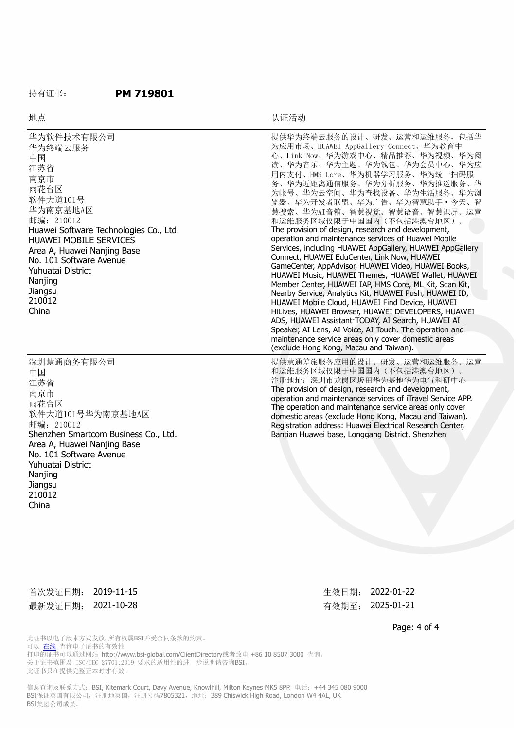持有证书： **PM 719801**

| 地点 | 认证活动 |
| --- | --- |
| 华为软件技术有限公司<br>华为终端云服务<br>中国<br>江苏省<br>南京市<br>雨花台区<br>软件大道101号<br>华为南京基地A区<br>邮编：210012<br>Huawei Software Technologies Co., Ltd.<br>HUAWEI MOBILE SERVICES<br>Area A, Huawei Nanjing Base<br>No. 101 Software Avenue<br>Yuhuatai District<br>Nanjing<br>Jiangsu<br>210012<br>China | 提供华为终端云服务的设计、研发、运营和运维服务，包括华为应用市场、HUAWEI AppGallery Connect、华为教育中心、Link Now、华为游戏中心、精品推荐、华为视频、华为阅读、华为音乐、华为主题、华为钱包、华为会员中心、华为应用内支付、HMS Core、华为机器学习服务、华为统一扫码服务、华为近距离通信服务、华为分析服务、华为推送服务、华为帐号、华为云空间、华为查找设备、华为生活服务、华为浏览器、华为开发者联盟、华为广告、华为智慧助手·今天、智慧搜索、华为AI音箱、智慧视觉、智慧语音、智慧识屏。运营和运维服务区域仅限于中国国内（不包括港澳台地区）。<br>The provision of design, research and development, operation and maintenance services of Huawei Mobile Services, including HUAWEI AppGallery, HUAWEI AppGallery Connect, HUAWEI EduCenter, Link Now, HUAWEI GameCenter, AppAdvisor, HUAWEI Video, HUAWEI Books, HUAWEI Music, HUAWEI Themes, HUAWEI Wallet, HUAWEI Member Center, HUAWEI IAP, HMS Core, ML Kit, Scan Kit, Nearby Service, Analytics Kit, HUAWEI Push, HUAWEI ID, HUAWEI Mobile Cloud, HUAWEI Find Device, HUAWEI HiLives, HUAWEI Browser, HUAWEI DEVELOPERS, HUAWEI ADS, HUAWEI Assistant·TODAY, AI Search, HUAWEI AI Speaker, AI Lens, AI Voice, AI Touch. The operation and maintenance service areas only cover domestic areas (exclude Hong Kong, Macau and Taiwan). |
| 深圳慧通商务有限公司<br>中国<br>江苏省<br>南京市<br>雨花台区<br>软件大道101号华为南京基地A区<br>邮编：210012<br>Shenzhen Smartcom Business Co., Ltd.<br>Area A, Huawei Nanjing Base<br>No. 101 Software Avenue<br>Yuhuatai District<br>Nanjing<br>Jiangsu<br>210012<br>China | 提供慧通差旅服务应用的设计、研发、运营和运维服务。运营和运维服务区域仅限于中国国内（不包括港澳台地区）。<br>注册地址：深圳市龙岗区坂田华为基地华为电气科研中心<br>The provision of design, research and development, operation and maintenance services of iTravel Service APP. The operation and maintenance service areas only cover domestic areas (exclude Hong Kong, Macau and Taiwan).<br>Registration address: Huawei Electrical Research Center, Bantian Huawei base, Longgang District, Shenzhen |

首次发证日期： 2019-11-15
最新发证日期： 2021-10-28

生效日期： 2022-01-22
有效期至： 2025-01-21

此证书以电子版本方式发放，所有权属BSI并受合同条款的约束。
可以 在线 查询电子证书的有效性
打印的证书可以通过网站 http://www.bsi-global.com/ClientDirectory或者致电 +86 10 8507 3000 查询。
关于证书范围及 ISO/IEC 27701:2019 要求的适用性的进一步说明请咨询BSI。
此证书只在提供完整正本时才有效。

信息查询及联系方式：BSI, Kitemark Court, Davy Avenue, Knowlhill, Milton Keynes MK5 8PP. 电话：+44 345 080 9000
BSI保证英国有限公司，注册地英国，注册号码7805321，地址：389 Chiswick High Road, London W4 4AL, UK
BSI集团公司成员。